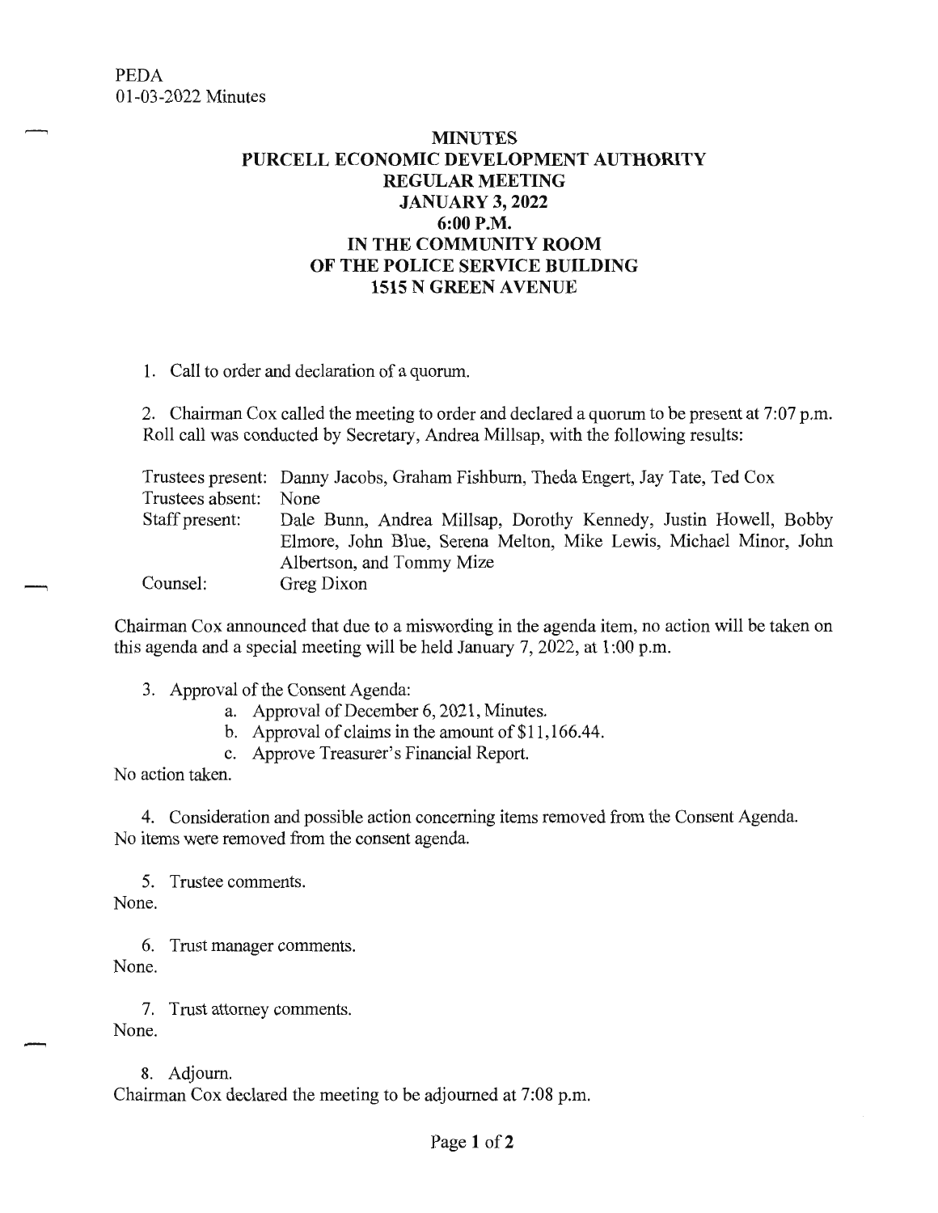PEDA
01-03-2022 Minutes

# MINUTES
## PURCELL ECONOMIC DEVELOPMENT AUTHORITY
## REGULAR MEETING
## JANUARY 3, 2022
## 6:00 P.M.
## IN THE COMMUNITY ROOM
## OF THE POLICE SERVICE BUILDING
## 1515 N GREEN AVENUE

1. Call to order and declaration of a quorum.

2. Chairman Cox called the meeting to order and declared a quorum to be present at 7:07 p.m. Roll call was conducted by Secretary, Andrea Millsap, with the following results:

| | |
|---|---|
| Trustees present: | Danny Jacobs, Graham Fishburn, Theda Engert, Jay Tate, Ted Cox |
| Trustees absent: | None |
| Staff present: | Dale Bunn, Andrea Millsap, Dorothy Kennedy, Justin Howell, Bobby Elmore, John Blue, Serena Melton, Mike Lewis, Michael Minor, John Albertson, and Tommy Mize |
| Counsel: | Greg Dixon |

Chairman Cox announced that due to a miswording in the agenda item, no action will be taken on this agenda and a special meeting will be held January 7, 2022, at 1:00 p.m.

3. Approval of the Consent Agenda:
   a. Approval of December 6, 2021, Minutes.
   b. Approval of claims in the amount of $11,166.44.
   c. Approve Treasurer's Financial Report.

No action taken.

4. Consideration and possible action concerning items removed from the Consent Agenda.
No items were removed from the consent agenda.

5. Trustee comments.
None.

6. Trust manager comments.
None.

7. Trust attorney comments.
None.

8. Adjourn.
Chairman Cox declared the meeting to be adjourned at 7:08 p.m.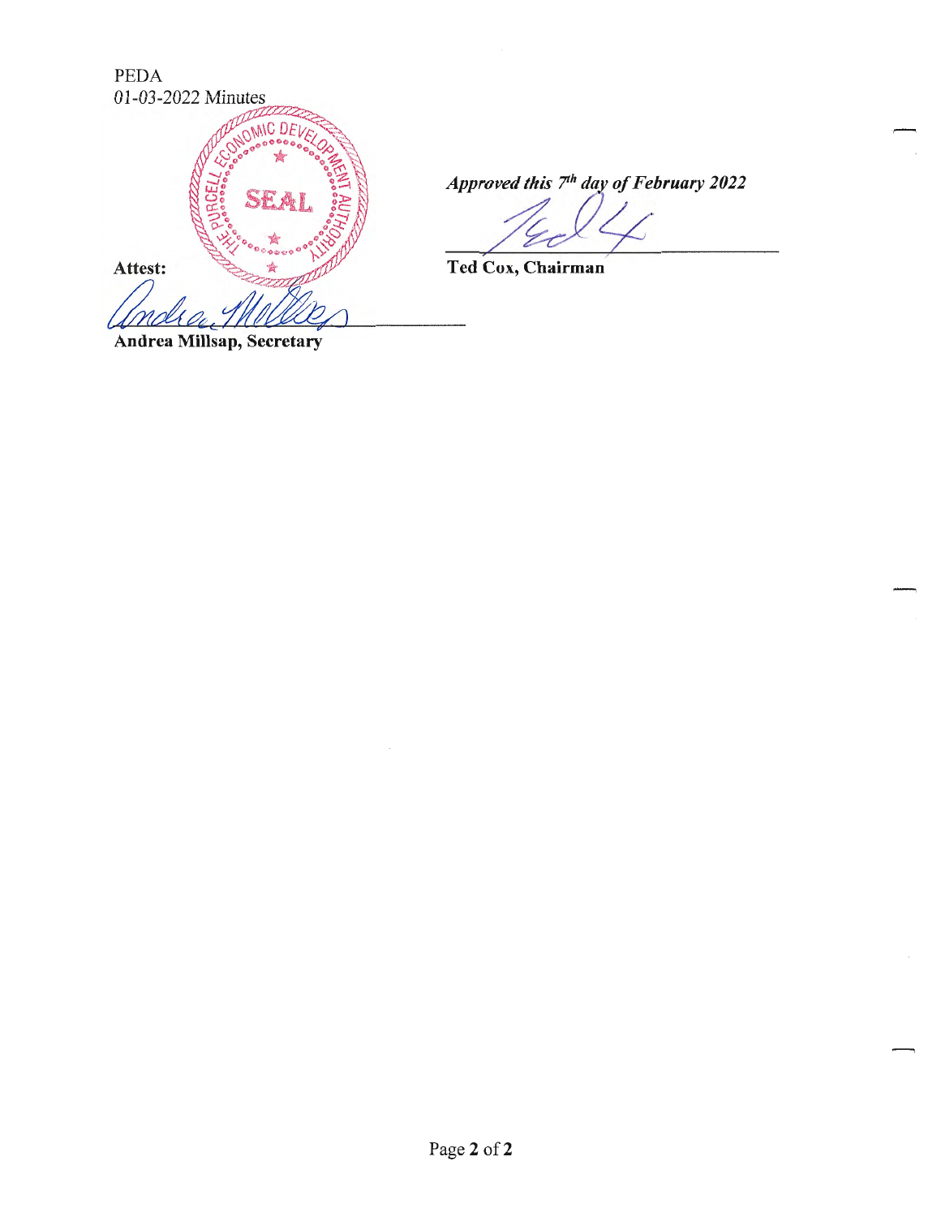PEDA
01-03-2022 Minutes

THE PURCELL ECONOMIC DEVELOPMENT AUTHORITY SEAL

*Approved this 7th day of February 2022*

**Ted Cox, Chairman**

**Attest:**

**Andrea Millsap, Secretary**